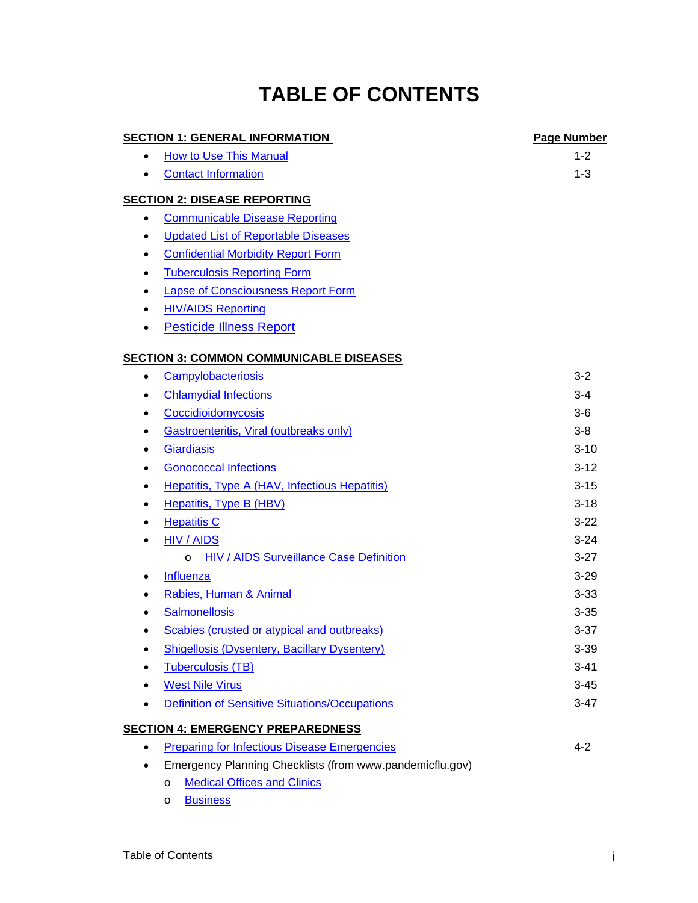# TABLE OF CONTENTS

| SECTION 1: GENERAL INFORMATION | Page Number |
|---|---|
| • How to Use This Manual | 1-2 |
| • Contact Information | 1-3 |
| **SECTION 2: DISEASE REPORTING** | |
| • Communicable Disease Reporting | |
| • Updated List of Reportable Diseases | |
| • Confidential Morbidity Report Form | |
| • Tuberculosis Reporting Form | |
| • Lapse of Consciousness Report Form | |
| • HIV/AIDS Reporting | |
| • Pesticide Illness Report | |
| **SECTION 3: COMMON COMMUNICABLE DISEASES** | |
| • Campylobacteriosis | 3-2 |
| • Chlamydial Infections | 3-4 |
| • Coccidioidomycosis | 3-6 |
| • Gastroenteritis, Viral (outbreaks only) | 3-8 |
| • Giardiasis | 3-10 |
| • Gonococcal Infections | 3-12 |
| • Hepatitis, Type A (HAV, Infectious Hepatitis) | 3-15 |
| • Hepatitis, Type B (HBV) | 3-18 |
| • Hepatitis C | 3-22 |
| • HIV / AIDS | 3-24 |
| o HIV / AIDS Surveillance Case Definition | 3-27 |
| • Influenza | 3-29 |
| • Rabies, Human & Animal | 3-33 |
| • Salmonellosis | 3-35 |
| • Scabies (crusted or atypical and outbreaks) | 3-37 |
| • Shigellosis (Dysentery, Bacillary Dysentery) | 3-39 |
| • Tuberculosis (TB) | 3-41 |
| • West Nile Virus | 3-45 |
| • Definition of Sensitive Situations/Occupations | 3-47 |
| **SECTION 4: EMERGENCY PREPAREDNESS** | |
| • Preparing for Infectious Disease Emergencies | 4-2 |
| • Emergency Planning Checklists (from www.pandemicflu.gov) | |
| o Medical Offices and Clinics | |
| o Business | |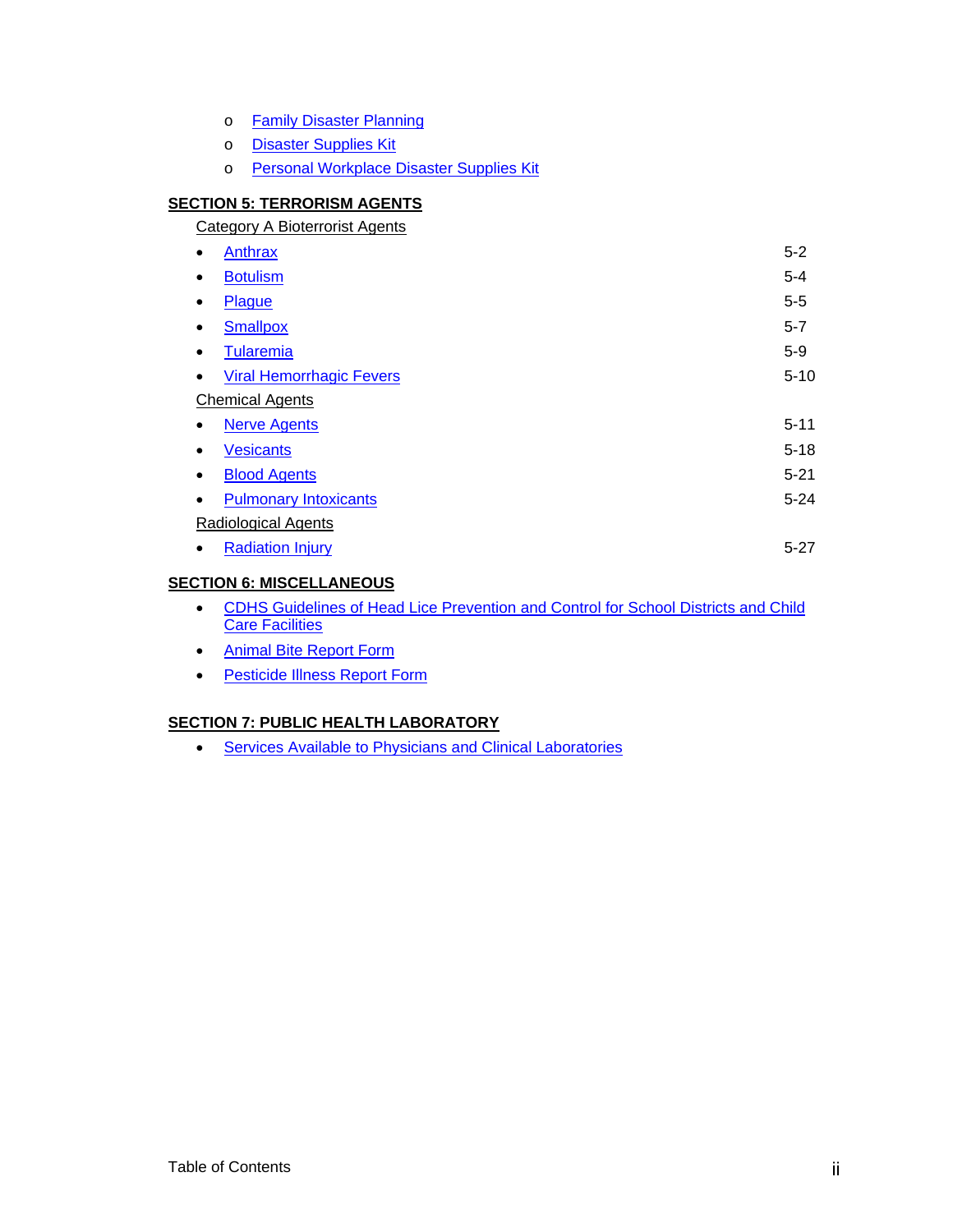- Family Disaster Planning
- Disaster Supplies Kit
- Personal Workplace Disaster Supplies Kit

**SECTION 5: TERRORISM AGENTS**

Category A Bioterrorist Agents

| | |
|---|---|
| • Anthrax | 5-2 |
| • Botulism | 5-4 |
| • Plague | 5-5 |
| • Smallpox | 5-7 |
| • Tularemia | 5-9 |
| • Viral Hemorrhagic Fevers | 5-10 |

Chemical Agents

| | |
|---|---|
| • Nerve Agents | 5-11 |
| • Vesicants | 5-18 |
| • Blood Agents | 5-21 |
| • Pulmonary Intoxicants | 5-24 |

Radiological Agents

| | |
|---|---|
| • Radiation Injury | 5-27 |

**SECTION 6: MISCELLANEOUS**

- CDHS Guidelines of Head Lice Prevention and Control for School Districts and Child Care Facilities
- Animal Bite Report Form
- Pesticide Illness Report Form

**SECTION 7: PUBLIC HEALTH LABORATORY**

- Services Available to Physicians and Clinical Laboratories